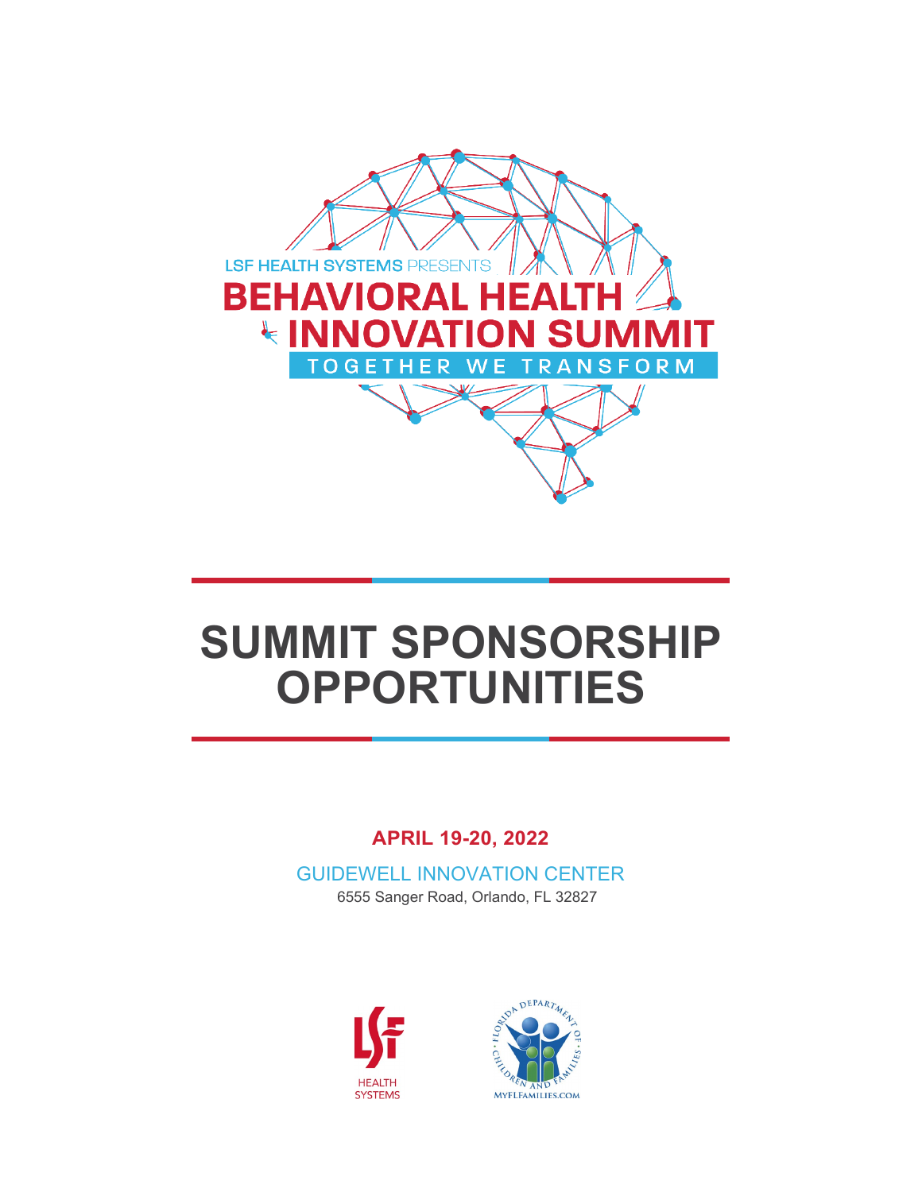LSF HEALTH SYSTEMS PRESENTS

# BEHAVIORAL HEALTH INNOVATION SUMMIT

TOGETHER WE TRANSFORM

# SUMMIT SPONSORSHIP OPPORTUNITIES

**APRIL 19-20, 2022**

GUIDEWELL INNOVATION CENTER

6555 Sanger Road, Orlando, FL 32827

LSF HEALTH SYSTEMS

FLORIDA DEPARTMENT OF CHILDREN AND FAMILIES

MYFLFAMILIES.COM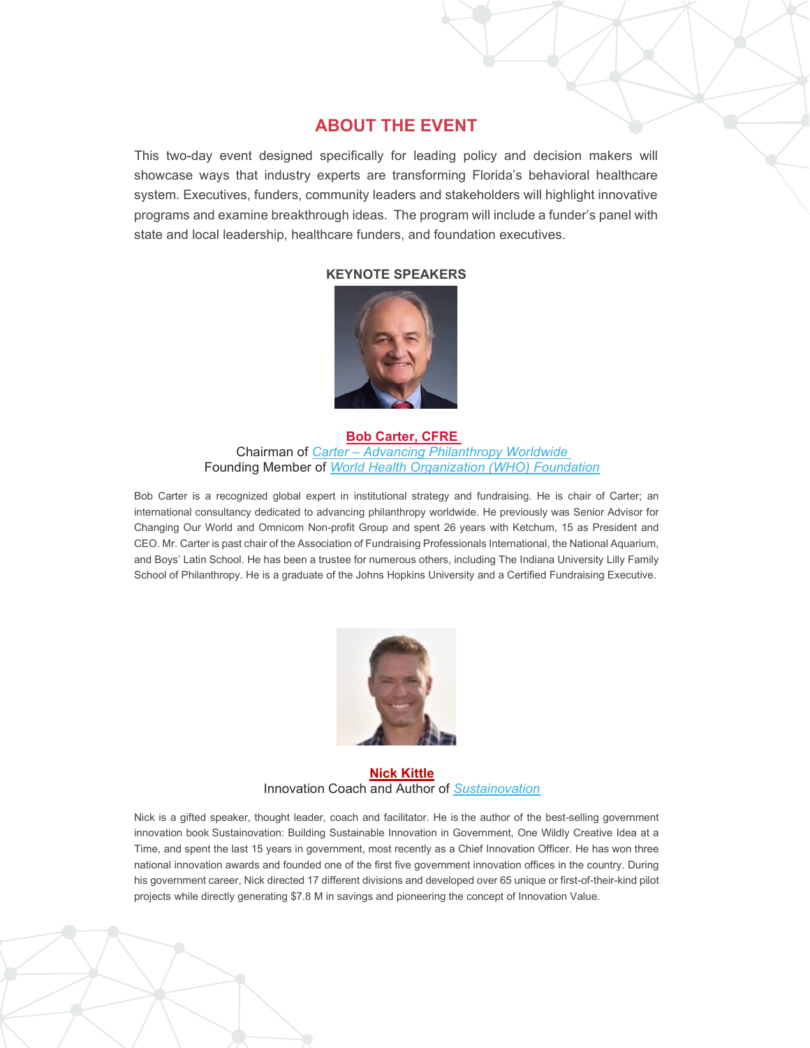## ABOUT THE EVENT

This two-day event designed specifically for leading policy and decision makers will showcase ways that industry experts are transforming Florida's behavioral healthcare system. Executives, funders, community leaders and stakeholders will highlight innovative programs and examine breakthrough ideas. The program will include a funder's panel with state and local leadership, healthcare funders, and foundation executives.

### KEYNOTE SPEAKERS

**Bob Carter, CFRE**
Chairman of *Carter – Advancing Philanthropy Worldwide*
Founding Member of *World Health Organization (WHO) Foundation*

Bob Carter is a recognized global expert in institutional strategy and fundraising. He is chair of Carter; an international consultancy dedicated to advancing philanthropy worldwide. He previously was Senior Advisor for Changing Our World and Omnicom Non-profit Group and spent 26 years with Ketchum, 15 as President and CEO. Mr. Carter is past chair of the Association of Fundraising Professionals International, the National Aquarium, and Boys' Latin School. He has been a trustee for numerous others, including The Indiana University Lilly Family School of Philanthropy. He is a graduate of the Johns Hopkins University and a Certified Fundraising Executive.

**Nick Kittle**
Innovation Coach and Author of *Sustainovation*

Nick is a gifted speaker, thought leader, coach and facilitator. He is the author of the best-selling government innovation book Sustainovation: Building Sustainable Innovation in Government, One Wildly Creative Idea at a Time, and spent the last 15 years in government, most recently as a Chief Innovation Officer. He has won three national innovation awards and founded one of the first five government innovation offices in the country. During his government career, Nick directed 17 different divisions and developed over 65 unique or first-of-their-kind pilot projects while directly generating $7.8 M in savings and pioneering the concept of Innovation Value.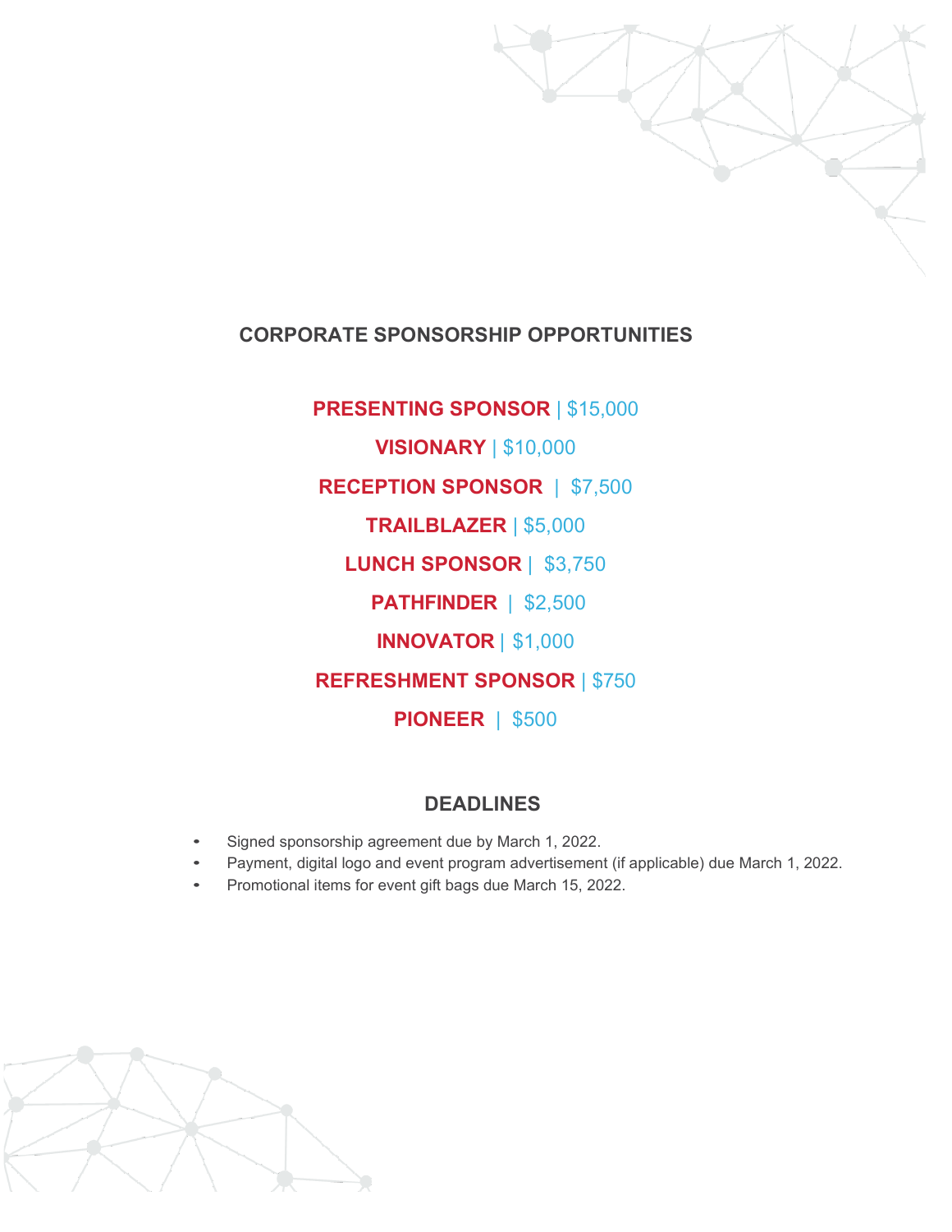## CORPORATE SPONSORSHIP OPPORTUNITIES

**PRESENTING SPONSOR** | $15,000

**VISIONARY** | $10,000

**RECEPTION SPONSOR** | $7,500

**TRAILBLAZER** | $5,000

**LUNCH SPONSOR** | $3,750

**PATHFINDER** | $2,500

**INNOVATOR** | $1,000

**REFRESHMENT SPONSOR** | $750

**PIONEER** | $500

## DEADLINES

- Signed sponsorship agreement due by March 1, 2022.
- Payment, digital logo and event program advertisement (if applicable) due March 1, 2022.
- Promotional items for event gift bags due March 15, 2022.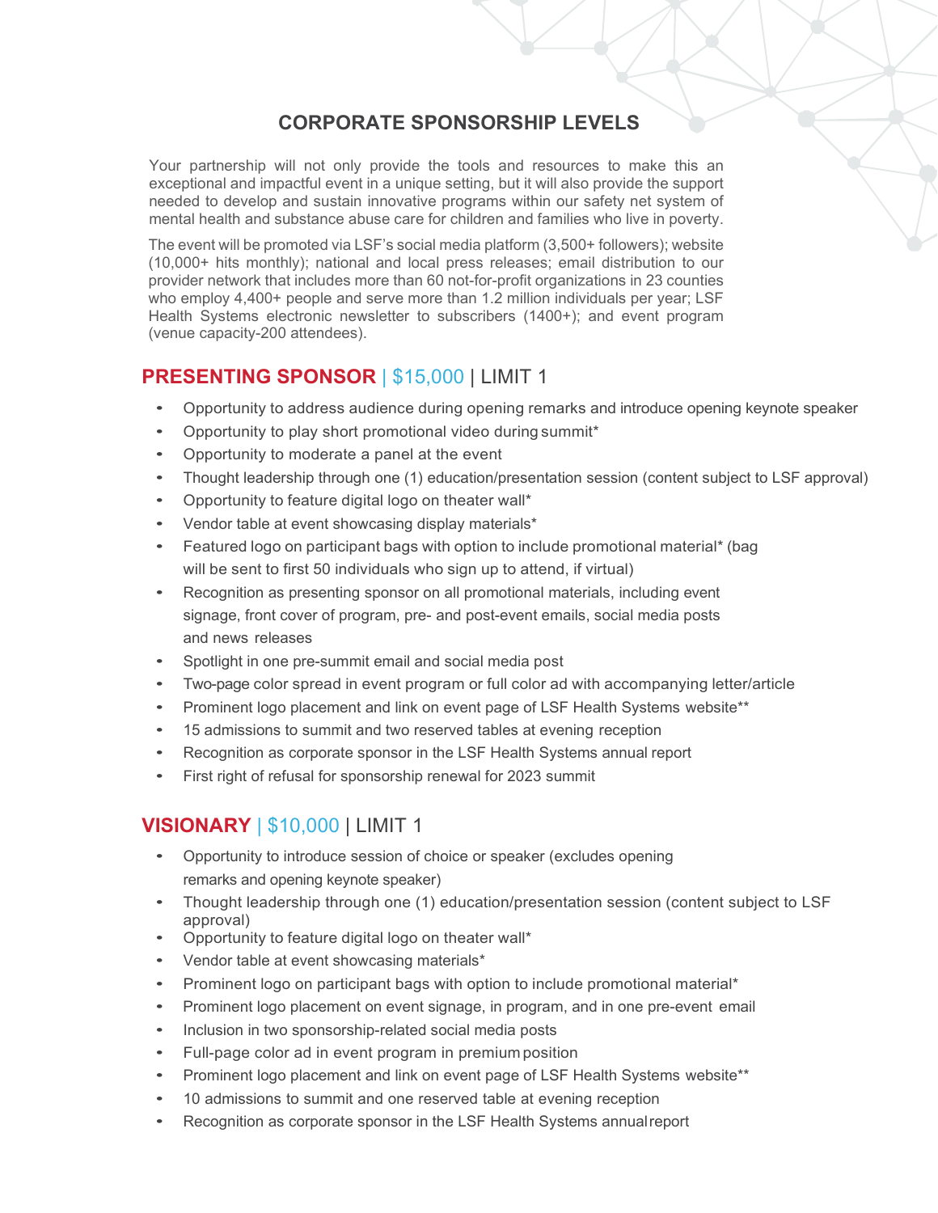# CORPORATE SPONSORSHIP LEVELS

Your partnership will not only provide the tools and resources to make this an exceptional and impactful event in a unique setting, but it will also provide the support needed to develop and sustain innovative programs within our safety net system of mental health and substance abuse care for children and families who live in poverty.

The event will be promoted via LSF's social media platform (3,500+ followers); website (10,000+ hits monthly); national and local press releases; email distribution to our provider network that includes more than 60 not-for-profit organizations in 23 counties who employ 4,400+ people and serve more than 1.2 million individuals per year; LSF Health Systems electronic newsletter to subscribers (1400+); and event program (venue capacity-200 attendees).

## PRESENTING SPONSOR | $15,000 | LIMIT 1

- Opportunity to address audience during opening remarks and introduce opening keynote speaker
- Opportunity to play short promotional video during summit*
- Opportunity to moderate a panel at the event
- Thought leadership through one (1) education/presentation session (content subject to LSF approval)
- Opportunity to feature digital logo on theater wall*
- Vendor table at event showcasing display materials*
- Featured logo on participant bags with option to include promotional material* (bag will be sent to first 50 individuals who sign up to attend, if virtual)
- Recognition as presenting sponsor on all promotional materials, including event signage, front cover of program, pre- and post-event emails, social media posts and news releases
- Spotlight in one pre-summit email and social media post
- Two-page color spread in event program or full color ad with accompanying letter/article
- Prominent logo placement and link on event page of LSF Health Systems website**
- 15 admissions to summit and two reserved tables at evening reception
- Recognition as corporate sponsor in the LSF Health Systems annual report
- First right of refusal for sponsorship renewal for 2023 summit

## VISIONARY | $10,000 | LIMIT 1

- Opportunity to introduce session of choice or speaker (excludes opening remarks and opening keynote speaker)
- Thought leadership through one (1) education/presentation session (content subject to LSF approval)
- Opportunity to feature digital logo on theater wall*
- Vendor table at event showcasing materials*
- Prominent logo on participant bags with option to include promotional material*
- Prominent logo placement on event signage, in program, and in one pre-event email
- Inclusion in two sponsorship-related social media posts
- Full-page color ad in event program in premium position
- Prominent logo placement and link on event page of LSF Health Systems website**
- 10 admissions to summit and one reserved table at evening reception
- Recognition as corporate sponsor in the LSF Health Systems annual report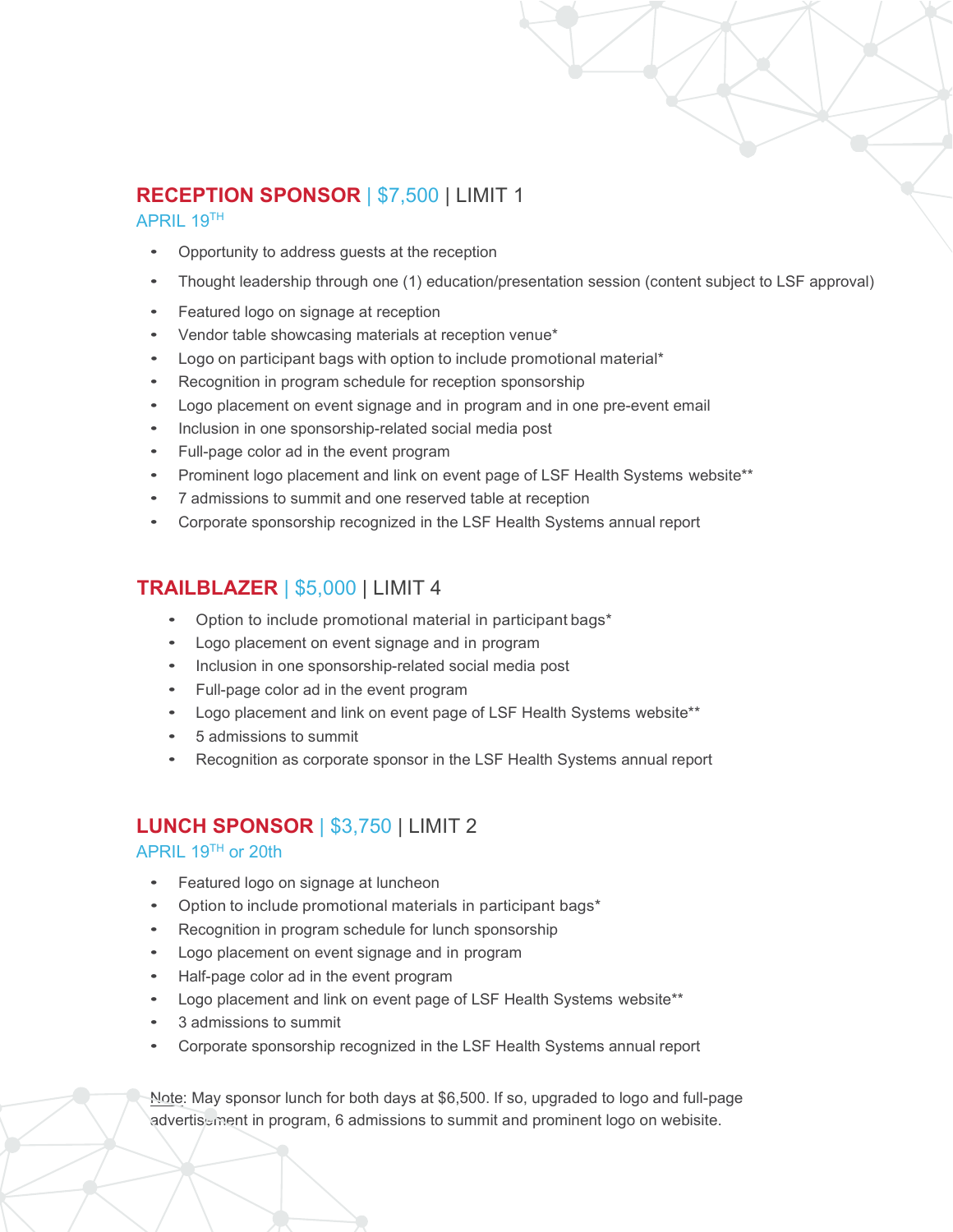## RECEPTION SPONSOR | $7,500 | LIMIT 1

APRIL 19TH

- Opportunity to address guests at the reception
- Thought leadership through one (1) education/presentation session (content subject to LSF approval)
- Featured logo on signage at reception
- Vendor table showcasing materials at reception venue*
- Logo on participant bags with option to include promotional material*
- Recognition in program schedule for reception sponsorship
- Logo placement on event signage and in program and in one pre-event email
- Inclusion in one sponsorship-related social media post
- Full-page color ad in the event program
- Prominent logo placement and link on event page of LSF Health Systems website**
- 7 admissions to summit and one reserved table at reception
- Corporate sponsorship recognized in the LSF Health Systems annual report

## TRAILBLAZER | $5,000 | LIMIT 4

- Option to include promotional material in participant bags*
- Logo placement on event signage and in program
- Inclusion in one sponsorship-related social media post
- Full-page color ad in the event program
- Logo placement and link on event page of LSF Health Systems website**
- 5 admissions to summit
- Recognition as corporate sponsor in the LSF Health Systems annual report

## LUNCH SPONSOR | $3,750 | LIMIT 2

APRIL 19TH or 20th

- Featured logo on signage at luncheon
- Option to include promotional materials in participant bags*
- Recognition in program schedule for lunch sponsorship
- Logo placement on event signage and in program
- Half-page color ad in the event program
- Logo placement and link on event page of LSF Health Systems website**
- 3 admissions to summit
- Corporate sponsorship recognized in the LSF Health Systems annual report

Note: May sponsor lunch for both days at $6,500. If so, upgraded to logo and full-page advertisement in program, 6 admissions to summit and prominent logo on webisite.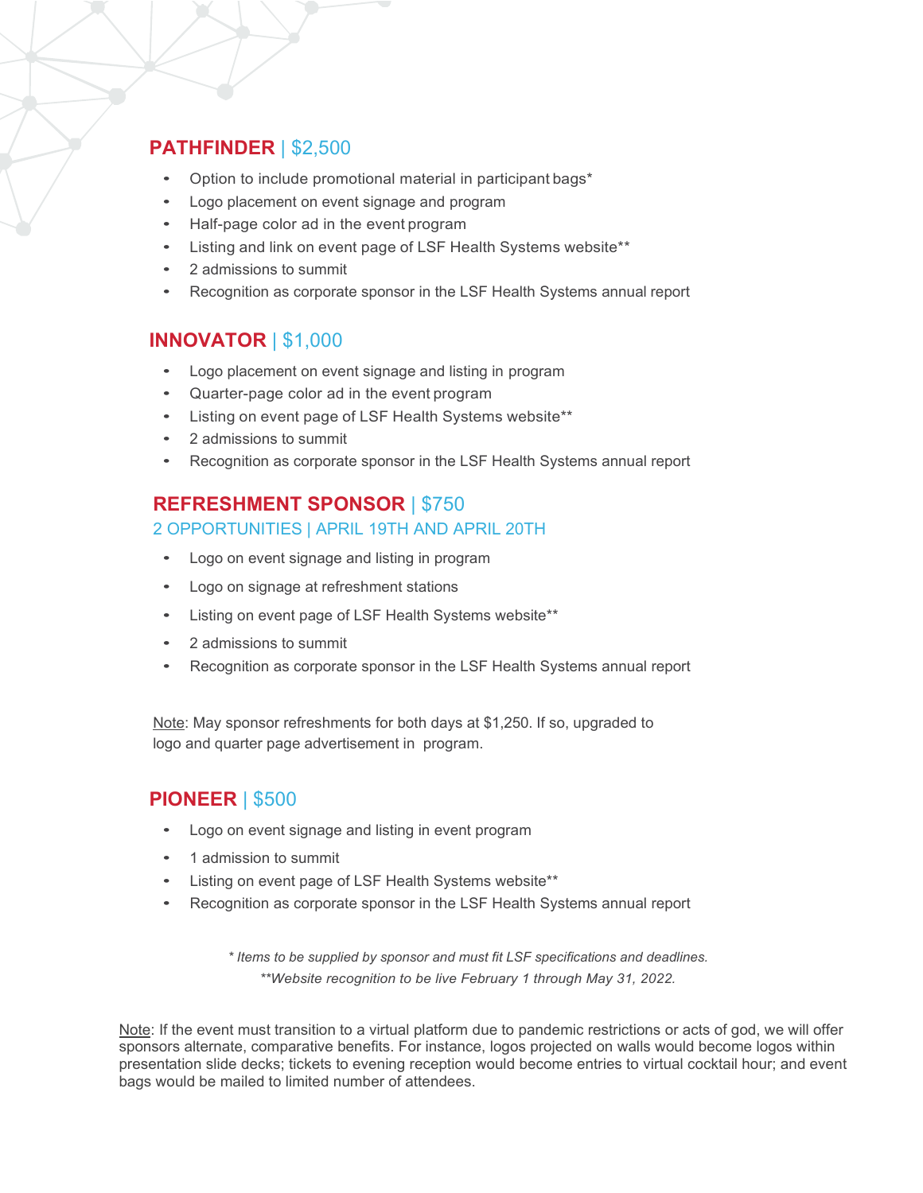## PATHFINDER | $2,500

- Option to include promotional material in participant bags*
- Logo placement on event signage and program
- Half-page color ad in the event program
- Listing and link on event page of LSF Health Systems website**
- 2 admissions to summit
- Recognition as corporate sponsor in the LSF Health Systems annual report

## INNOVATOR | $1,000

- Logo placement on event signage and listing in program
- Quarter-page color ad in the event program
- Listing on event page of LSF Health Systems website**
- 2 admissions to summit
- Recognition as corporate sponsor in the LSF Health Systems annual report

## REFRESHMENT SPONSOR | $750

### 2 OPPORTUNITIES | APRIL 19TH AND APRIL 20TH

- Logo on event signage and listing in program
- Logo on signage at refreshment stations
- Listing on event page of LSF Health Systems website**
- 2 admissions to summit
- Recognition as corporate sponsor in the LSF Health Systems annual report

Note: May sponsor refreshments for both days at $1,250. If so, upgraded to logo and quarter page advertisement in program.

## PIONEER | $500

- Logo on event signage and listing in event program
- 1 admission to summit
- Listing on event page of LSF Health Systems website**
- Recognition as corporate sponsor in the LSF Health Systems annual report

*\* Items to be supplied by sponsor and must fit LSF specifications and deadlines.*

*\*\*Website recognition to be live February 1 through May 31, 2022.*

Note: If the event must transition to a virtual platform due to pandemic restrictions or acts of god, we will offer sponsors alternate, comparative benefits. For instance, logos projected on walls would become logos within presentation slide decks; tickets to evening reception would become entries to virtual cocktail hour; and event bags would be mailed to limited number of attendees.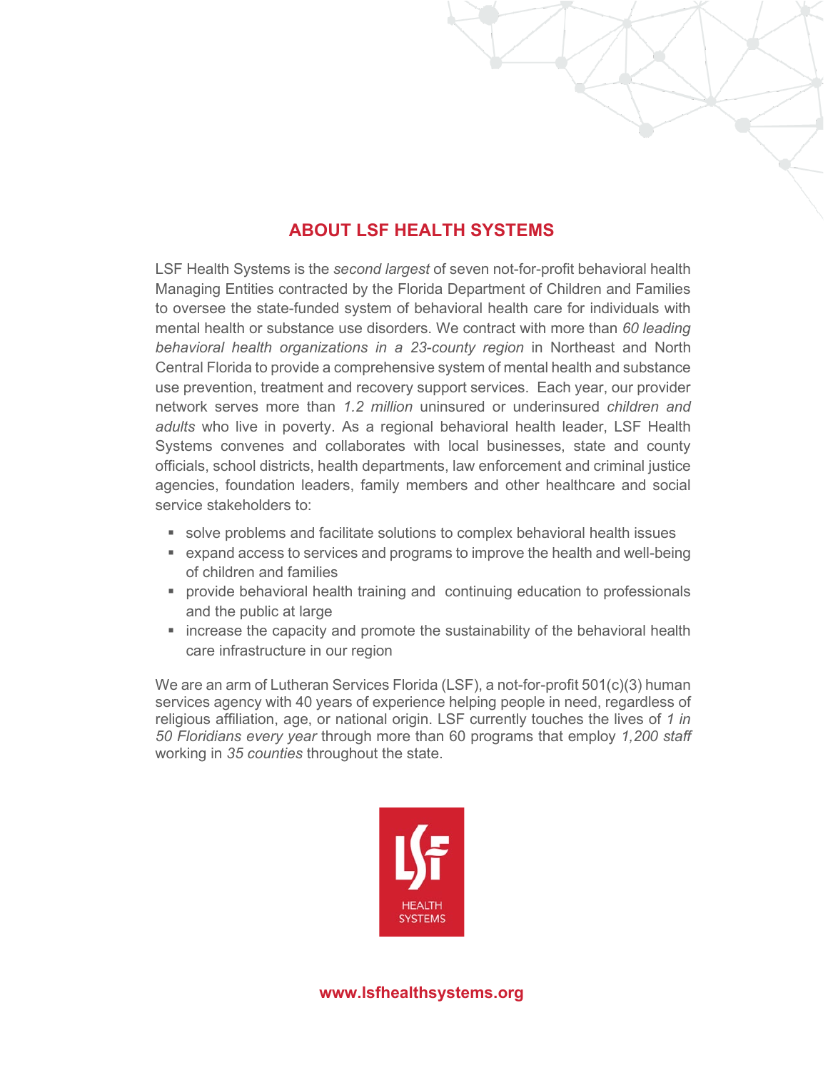## ABOUT LSF HEALTH SYSTEMS

LSF Health Systems is the *second largest* of seven not-for-profit behavioral health Managing Entities contracted by the Florida Department of Children and Families to oversee the state-funded system of behavioral health care for individuals with mental health or substance use disorders. We contract with more than *60 leading behavioral health organizations in a 23-county region* in Northeast and North Central Florida to provide a comprehensive system of mental health and substance use prevention, treatment and recovery support services. Each year, our provider network serves more than *1.2 million* uninsured or underinsured *children and adults* who live in poverty. As a regional behavioral health leader, LSF Health Systems convenes and collaborates with local businesses, state and county officials, school districts, health departments, law enforcement and criminal justice agencies, foundation leaders, family members and other healthcare and social service stakeholders to:

- solve problems and facilitate solutions to complex behavioral health issues
- expand access to services and programs to improve the health and well-being of children and families
- provide behavioral health training and continuing education to professionals and the public at large
- increase the capacity and promote the sustainability of the behavioral health care infrastructure in our region

We are an arm of Lutheran Services Florida (LSF), a not-for-profit 501(c)(3) human services agency with 40 years of experience helping people in need, regardless of religious affiliation, age, or national origin. LSF currently touches the lives of *1 in 50 Floridians every year* through more than 60 programs that employ *1,200 staff* working in *35 counties* throughout the state.

LSF HEALTH SYSTEMS

**www.lsfhealthsystems.org**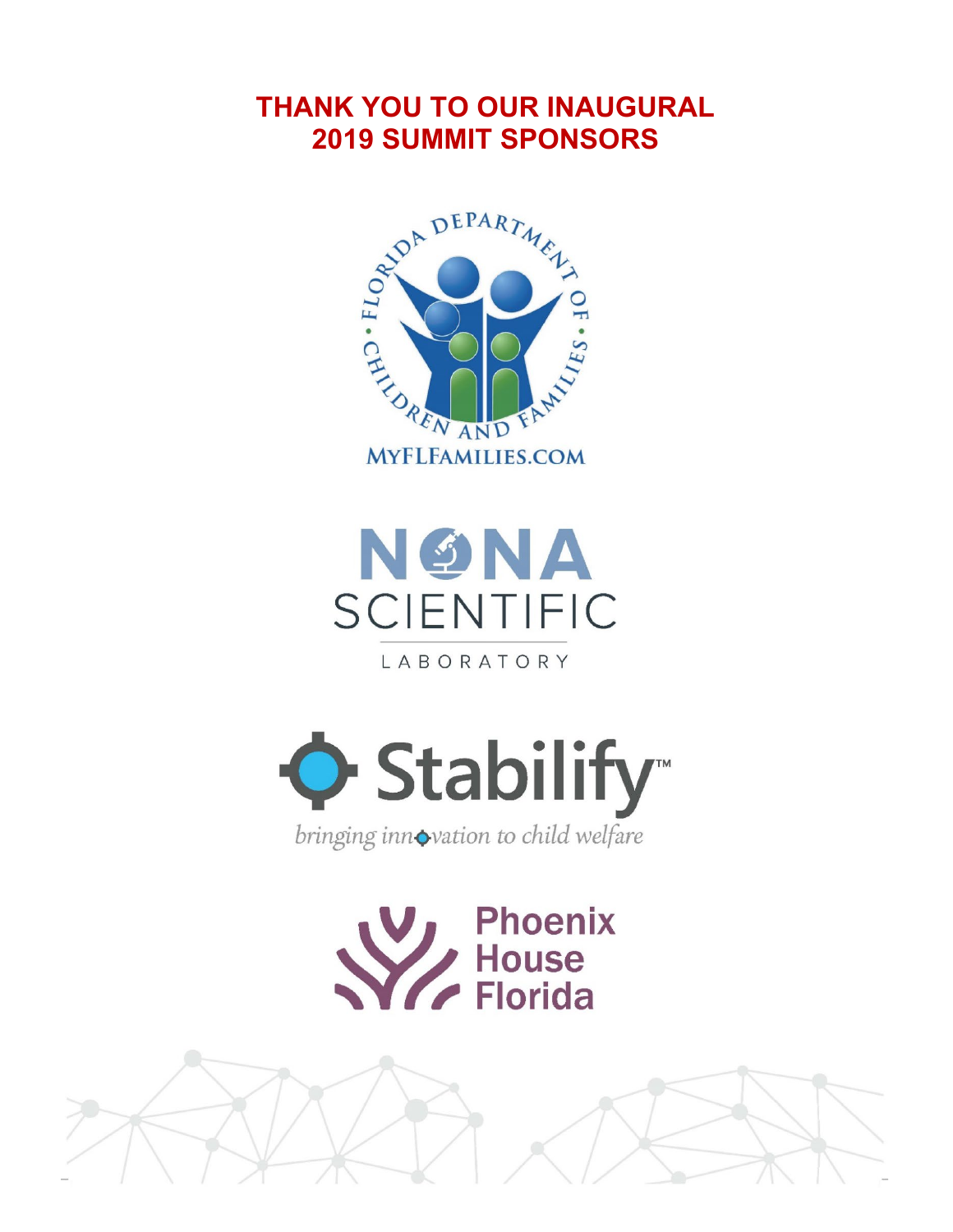# THANK YOU TO OUR INAUGURAL 2019 SUMMIT SPONSORS

FLORIDA DEPARTMENT OF CHILDREN AND FAMILIES

MYFLFAMILIES.COM

NONA SCIENTIFIC LABORATORY

Stabilify™

*bringing innovation to child welfare*

Phoenix House Florida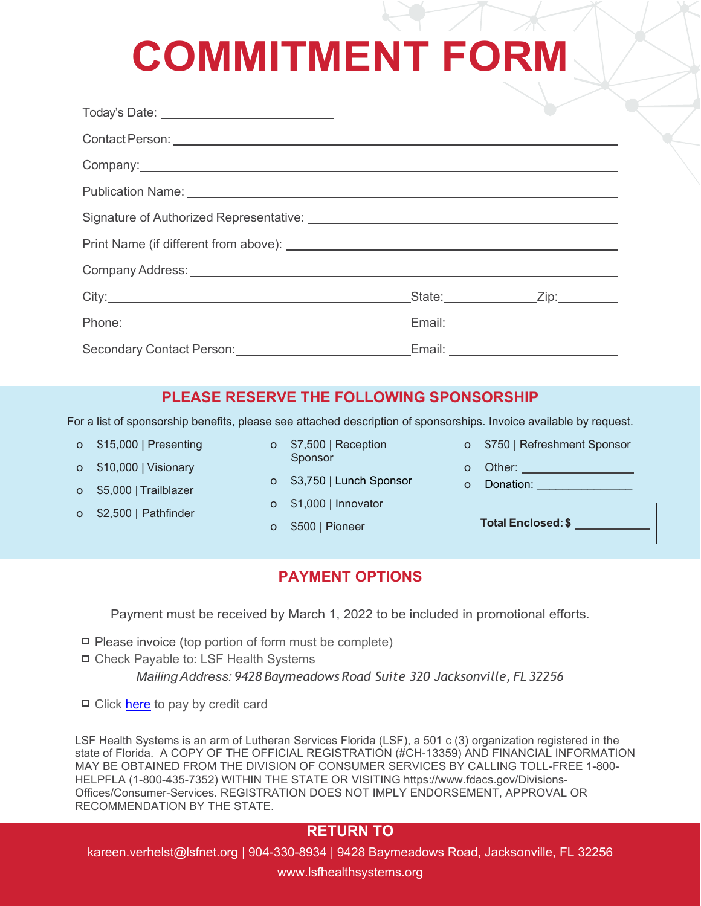# COMMITMENT FORM

Today's Date: ______________________

Contact Person: ______________________

Company: ______________________

Publication Name: ______________________

Signature of Authorized Representative: ______________________

Print Name (if different from above): ______________________

Company Address: ______________________

City: ______________________ State: __________ Zip: ________

Phone: ______________________ Email: ______________________

Secondary Contact Person: ______________________ Email: ______________________

## PLEASE RESERVE THE FOLLOWING SPONSORSHIP

For a list of sponsorship benefits, please see attached description of sponsorships. Invoice available by request.

- o $15,000 | Presenting
- o $10,000 | Visionary
- o $5,000 | Trailblazer
- o $2,500 | Pathfinder
- o $7,500 | Reception Sponsor
- o $3,750 | Lunch Sponsor
- o $1,000 | Innovator
- o $500 | Pioneer
- o $750 | Refreshment Sponsor
- o Other: ________________
- o Donation: ______________

**Total Enclosed: $ ___________**

## PAYMENT OPTIONS

Payment must be received by March 1, 2022 to be included in promotional efforts.

- ☐ Please invoice (top portion of form must be complete)
- ☐ Check Payable to: LSF Health Systems

  *Mailing Address: 9428 Baymeadows Road Suite 320 Jacksonville, FL 32256*

- ☐ Click [here] to pay by credit card

LSF Health Systems is an arm of Lutheran Services Florida (LSF), a 501 c (3) organization registered in the state of Florida. A COPY OF THE OFFICIAL REGISTRATION (#CH-13359) AND FINANCIAL INFORMATION MAY BE OBTAINED FROM THE DIVISION OF CONSUMER SERVICES BY CALLING TOLL-FREE 1-800-HELPFLA (1-800-435-7352) WITHIN THE STATE OR VISITING https://www.fdacs.gov/Divisions-Offices/Consumer-Services. REGISTRATION DOES NOT IMPLY ENDORSEMENT, APPROVAL OR RECOMMENDATION BY THE STATE.

## RETURN TO

kareen.verhelst@lsfnet.org | 904-330-8934 | 9428 Baymeadows Road, Jacksonville, FL 32256

www.lsfhealthsystems.org